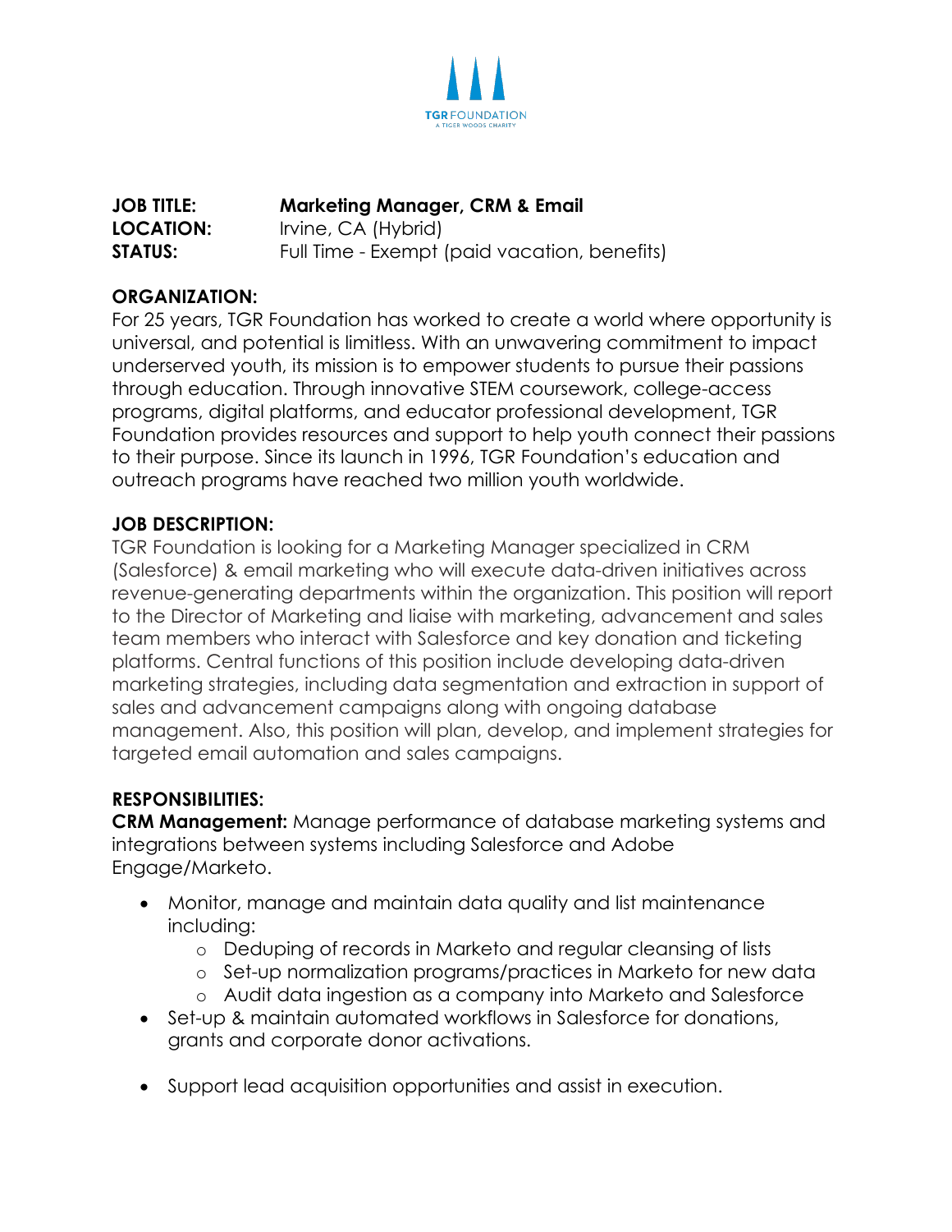TGR FOUNDATION
A TIGER WOODS CHARITY

**JOB TITLE:** **Marketing Manager, CRM & Email**
**LOCATION:** Irvine, CA (Hybrid)
**STATUS:** Full Time - Exempt (paid vacation, benefits)

## ORGANIZATION:

For 25 years, TGR Foundation has worked to create a world where opportunity is universal, and potential is limitless. With an unwavering commitment to impact underserved youth, its mission is to empower students to pursue their passions through education. Through innovative STEM coursework, college-access programs, digital platforms, and educator professional development, TGR Foundation provides resources and support to help youth connect their passions to their purpose. Since its launch in 1996, TGR Foundation's education and outreach programs have reached two million youth worldwide.

## JOB DESCRIPTION:

TGR Foundation is looking for a Marketing Manager specialized in CRM (Salesforce) & email marketing who will execute data-driven initiatives across revenue-generating departments within the organization. This position will report to the Director of Marketing and liaise with marketing, advancement and sales team members who interact with Salesforce and key donation and ticketing platforms. Central functions of this position include developing data-driven marketing strategies, including data segmentation and extraction in support of sales and advancement campaigns along with ongoing database management. Also, this position will plan, develop, and implement strategies for targeted email automation and sales campaigns.

## RESPONSIBILITIES:

**CRM Management:** Manage performance of database marketing systems and integrations between systems including Salesforce and Adobe Engage/Marketo.

- Monitor, manage and maintain data quality and list maintenance including:
  - Deduping of records in Marketo and regular cleansing of lists
  - Set-up normalization programs/practices in Marketo for new data
  - Audit data ingestion as a company into Marketo and Salesforce
- Set-up & maintain automated workflows in Salesforce for donations, grants and corporate donor activations.
- Support lead acquisition opportunities and assist in execution.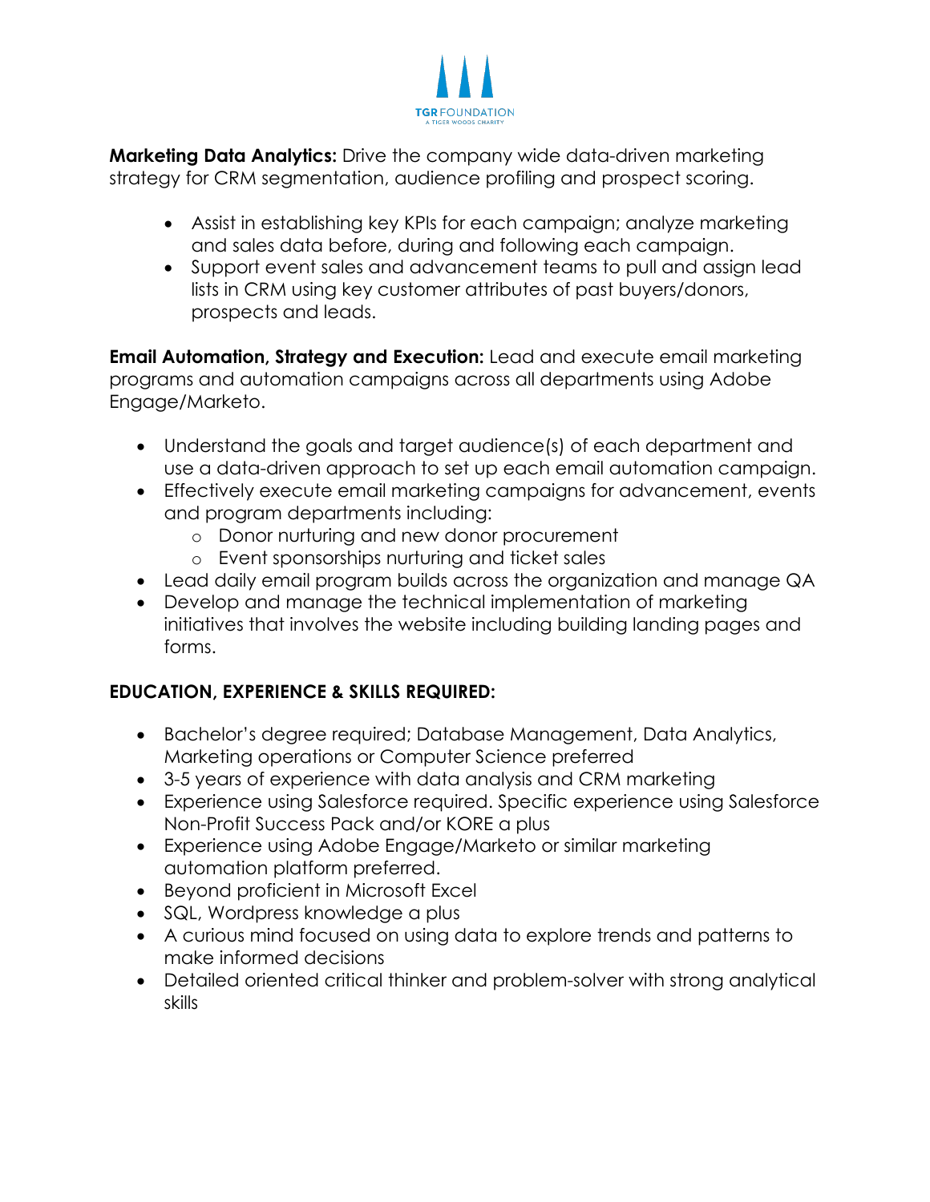**Marketing Data Analytics:** Drive the company wide data-driven marketing strategy for CRM segmentation, audience profiling and prospect scoring.

- Assist in establishing key KPIs for each campaign; analyze marketing and sales data before, during and following each campaign.
- Support event sales and advancement teams to pull and assign lead lists in CRM using key customer attributes of past buyers/donors, prospects and leads.

**Email Automation, Strategy and Execution:** Lead and execute email marketing programs and automation campaigns across all departments using Adobe Engage/Marketo.

- Understand the goals and target audience(s) of each department and use a data-driven approach to set up each email automation campaign.
- Effectively execute email marketing campaigns for advancement, events and program departments including:
  - Donor nurturing and new donor procurement
  - Event sponsorships nurturing and ticket sales
- Lead daily email program builds across the organization and manage QA
- Develop and manage the technical implementation of marketing initiatives that involves the website including building landing pages and forms.

**EDUCATION, EXPERIENCE & SKILLS REQUIRED:**

- Bachelor's degree required; Database Management, Data Analytics, Marketing operations or Computer Science preferred
- 3-5 years of experience with data analysis and CRM marketing
- Experience using Salesforce required. Specific experience using Salesforce Non-Profit Success Pack and/or KORE a plus
- Experience using Adobe Engage/Marketo or similar marketing automation platform preferred.
- Beyond proficient in Microsoft Excel
- SQL, Wordpress knowledge a plus
- A curious mind focused on using data to explore trends and patterns to make informed decisions
- Detailed oriented critical thinker and problem-solver with strong analytical skills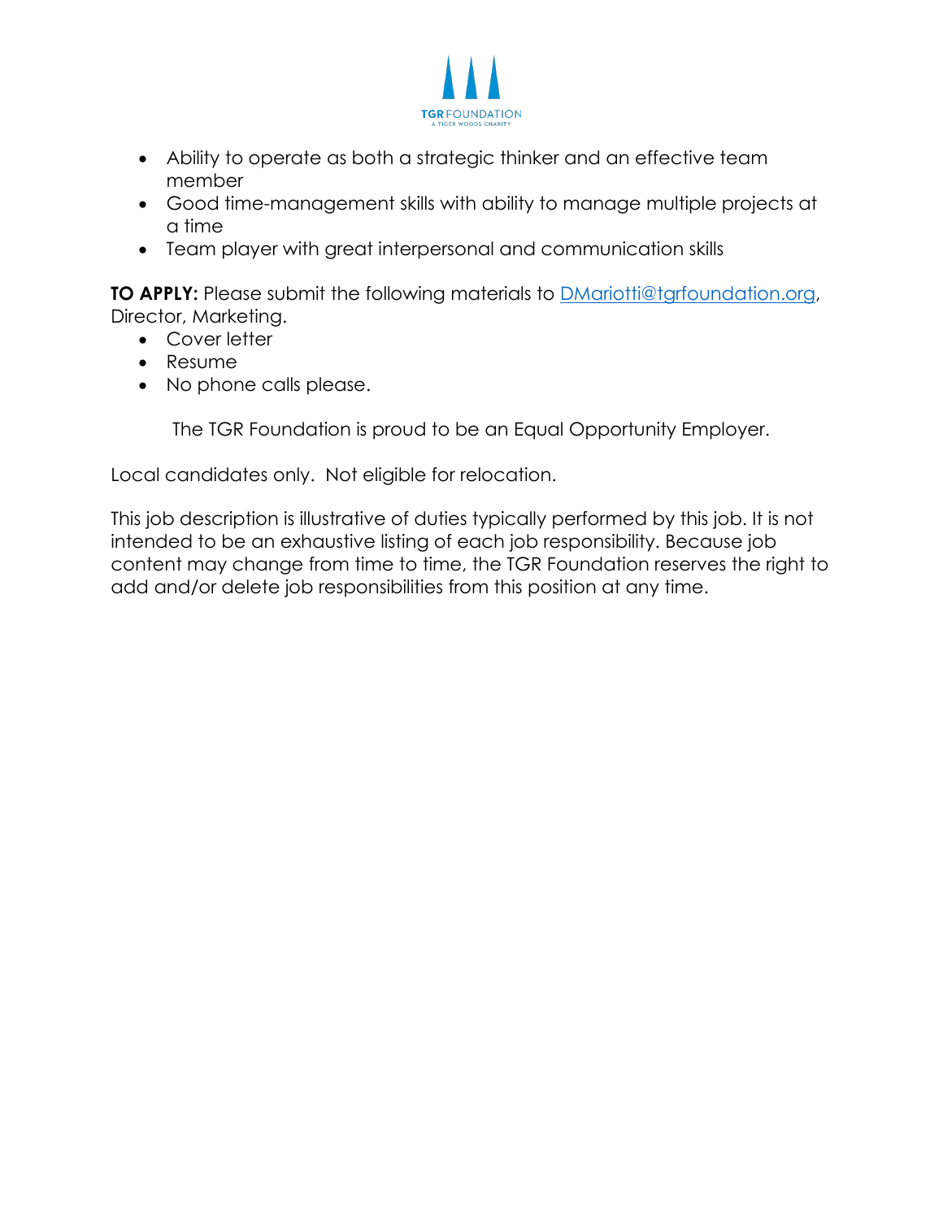- Ability to operate as both a strategic thinker and an effective team member
- Good time-management skills with ability to manage multiple projects at a time
- Team player with great interpersonal and communication skills

**TO APPLY:** Please submit the following materials to DMariotti@tgrfoundation.org, Director, Marketing.

- Cover letter
- Resume
- No phone calls please.

The TGR Foundation is proud to be an Equal Opportunity Employer.

Local candidates only. Not eligible for relocation.

This job description is illustrative of duties typically performed by this job. It is not intended to be an exhaustive listing of each job responsibility. Because job content may change from time to time, the TGR Foundation reserves the right to add and/or delete job responsibilities from this position at any time.